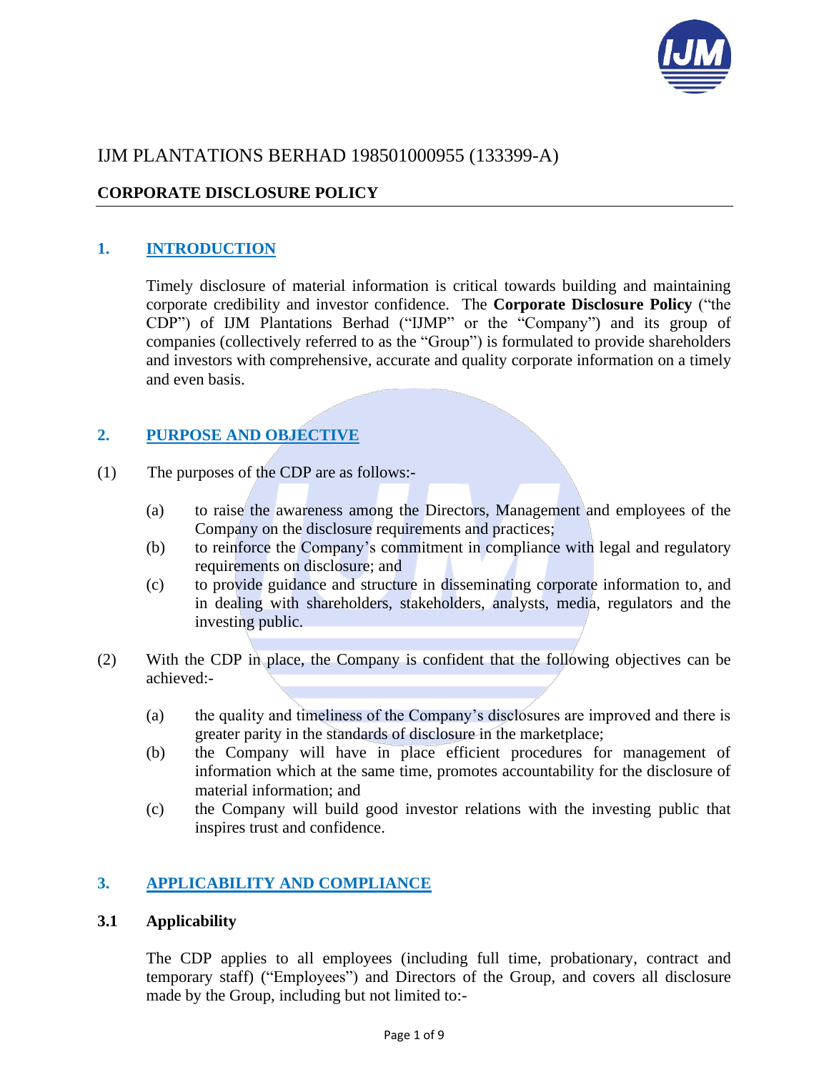# IJM PLANTATIONS BERHAD 198501000955 (133399-A)

## CORPORATE DISCLOSURE POLICY

## 1. INTRODUCTION

Timely disclosure of material information is critical towards building and maintaining corporate credibility and investor confidence. The **Corporate Disclosure Policy** ("the CDP") of IJM Plantations Berhad ("IJMP" or the "Company") and its group of companies (collectively referred to as the "Group") is formulated to provide shareholders and investors with comprehensive, accurate and quality corporate information on a timely and even basis.

## 2. PURPOSE AND OBJECTIVE

(1) The purposes of the CDP are as follows:-

- (a) to raise the awareness among the Directors, Management and employees of the Company on the disclosure requirements and practices;
- (b) to reinforce the Company's commitment in compliance with legal and regulatory requirements on disclosure; and
- (c) to provide guidance and structure in disseminating corporate information to, and in dealing with shareholders, stakeholders, analysts, media, regulators and the investing public.

(2) With the CDP in place, the Company is confident that the following objectives can be achieved:-

- (a) the quality and timeliness of the Company's disclosures are improved and there is greater parity in the standards of disclosure in the marketplace;
- (b) the Company will have in place efficient procedures for management of information which at the same time, promotes accountability for the disclosure of material information; and
- (c) the Company will build good investor relations with the investing public that inspires trust and confidence.

## 3. APPLICABILITY AND COMPLIANCE

### 3.1 Applicability

The CDP applies to all employees (including full time, probationary, contract and temporary staff) ("Employees") and Directors of the Group, and covers all disclosure made by the Group, including but not limited to:-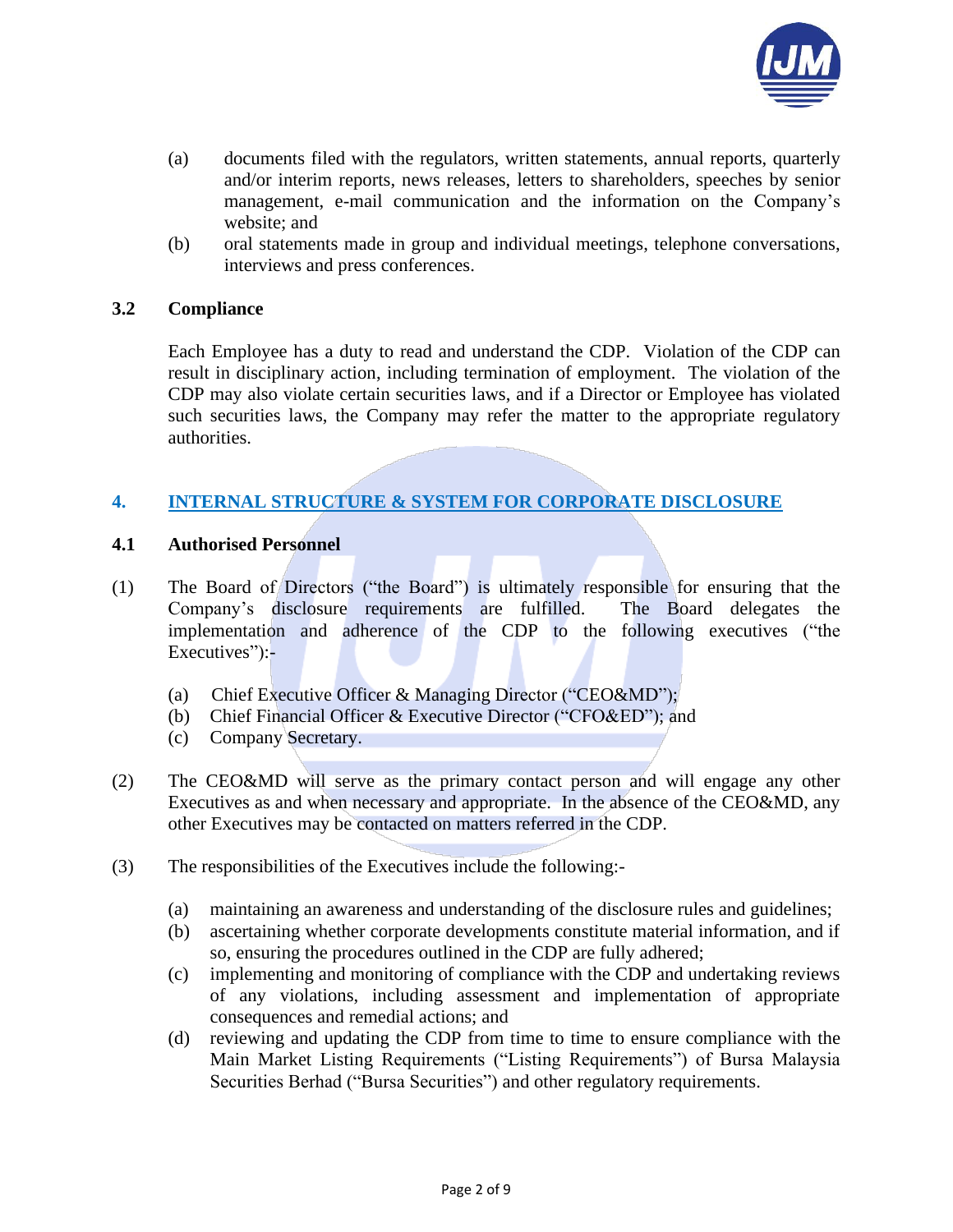(a) documents filed with the regulators, written statements, annual reports, quarterly and/or interim reports, news releases, letters to shareholders, speeches by senior management, e-mail communication and the information on the Company's website; and

(b) oral statements made in group and individual meetings, telephone conversations, interviews and press conferences.

### 3.2 Compliance

Each Employee has a duty to read and understand the CDP. Violation of the CDP can result in disciplinary action, including termination of employment. The violation of the CDP may also violate certain securities laws, and if a Director or Employee has violated such securities laws, the Company may refer the matter to the appropriate regulatory authorities.

## 4. INTERNAL STRUCTURE & SYSTEM FOR CORPORATE DISCLOSURE

### 4.1 Authorised Personnel

(1) The Board of Directors ("the Board") is ultimately responsible for ensuring that the Company's disclosure requirements are fulfilled. The Board delegates the implementation and adherence of the CDP to the following executives ("the Executives"):-

(a) Chief Executive Officer & Managing Director ("CEO&MD");
(b) Chief Financial Officer & Executive Director ("CFO&ED"); and
(c) Company Secretary.

(2) The CEO&MD will serve as the primary contact person and will engage any other Executives as and when necessary and appropriate. In the absence of the CEO&MD, any other Executives may be contacted on matters referred in the CDP.

(3) The responsibilities of the Executives include the following:-

(a) maintaining an awareness and understanding of the disclosure rules and guidelines;
(b) ascertaining whether corporate developments constitute material information, and if so, ensuring the procedures outlined in the CDP are fully adhered;
(c) implementing and monitoring of compliance with the CDP and undertaking reviews of any violations, including assessment and implementation of appropriate consequences and remedial actions; and
(d) reviewing and updating the CDP from time to time to ensure compliance with the Main Market Listing Requirements ("Listing Requirements") of Bursa Malaysia Securities Berhad ("Bursa Securities") and other regulatory requirements.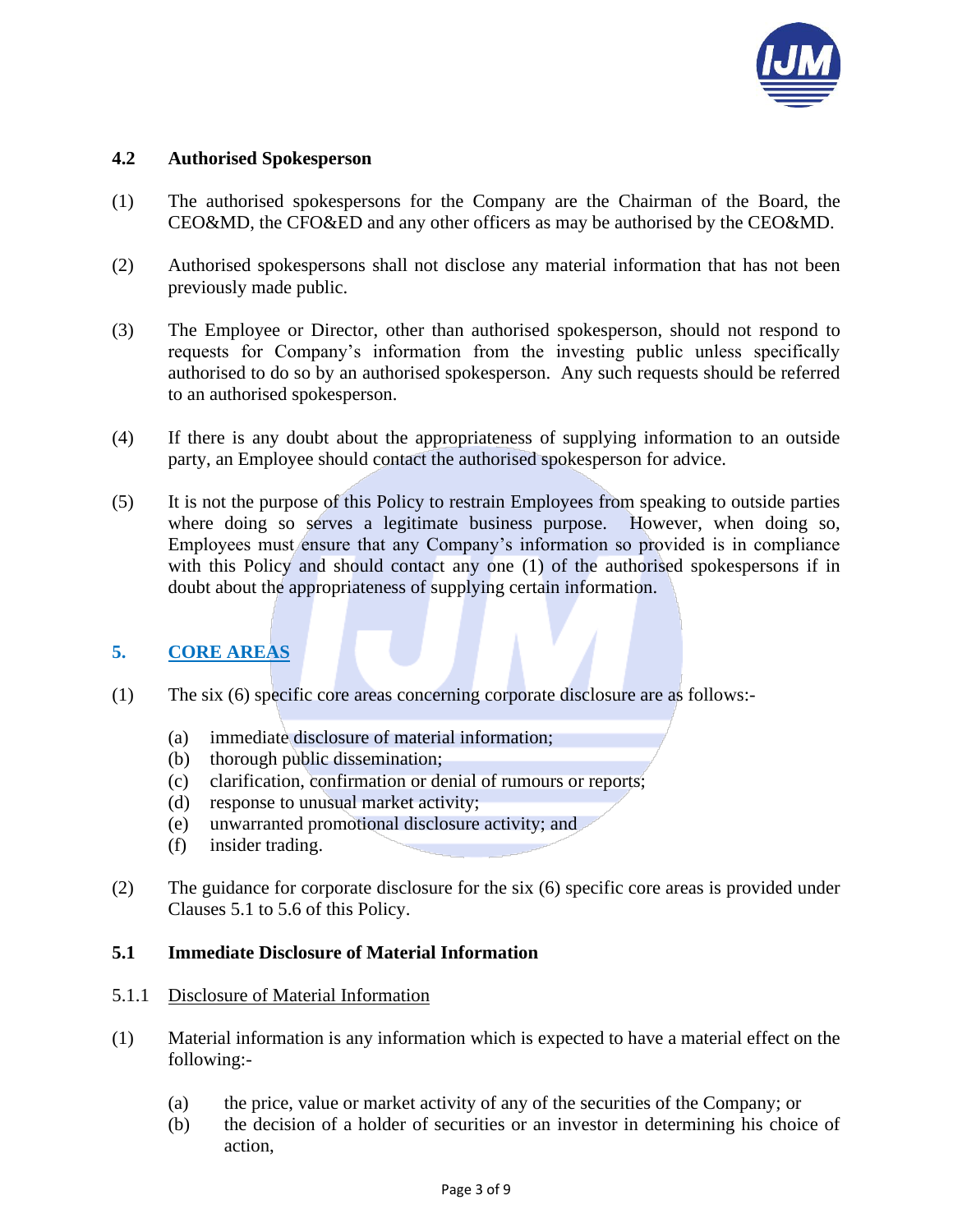### 4.2 Authorised Spokesperson

(1) The authorised spokespersons for the Company are the Chairman of the Board, the CEO&MD, the CFO&ED and any other officers as may be authorised by the CEO&MD.

(2) Authorised spokespersons shall not disclose any material information that has not been previously made public.

(3) The Employee or Director, other than authorised spokesperson, should not respond to requests for Company's information from the investing public unless specifically authorised to do so by an authorised spokesperson. Any such requests should be referred to an authorised spokesperson.

(4) If there is any doubt about the appropriateness of supplying information to an outside party, an Employee should contact the authorised spokesperson for advice.

(5) It is not the purpose of this Policy to restrain Employees from speaking to outside parties where doing so serves a legitimate business purpose. However, when doing so, Employees must ensure that any Company's information so provided is in compliance with this Policy and should contact any one (1) of the authorised spokespersons if in doubt about the appropriateness of supplying certain information.

## 5. CORE AREAS

(1) The six (6) specific core areas concerning corporate disclosure are as follows:-

- (a) immediate disclosure of material information;
- (b) thorough public dissemination;
- (c) clarification, confirmation or denial of rumours or reports;
- (d) response to unusual market activity;
- (e) unwarranted promotional disclosure activity; and
- (f) insider trading.

(2) The guidance for corporate disclosure for the six (6) specific core areas is provided under Clauses 5.1 to 5.6 of this Policy.

### 5.1 Immediate Disclosure of Material Information

5.1.1 Disclosure of Material Information

(1) Material information is any information which is expected to have a material effect on the following:-

- (a) the price, value or market activity of any of the securities of the Company; or
- (b) the decision of a holder of securities or an investor in determining his choice of action,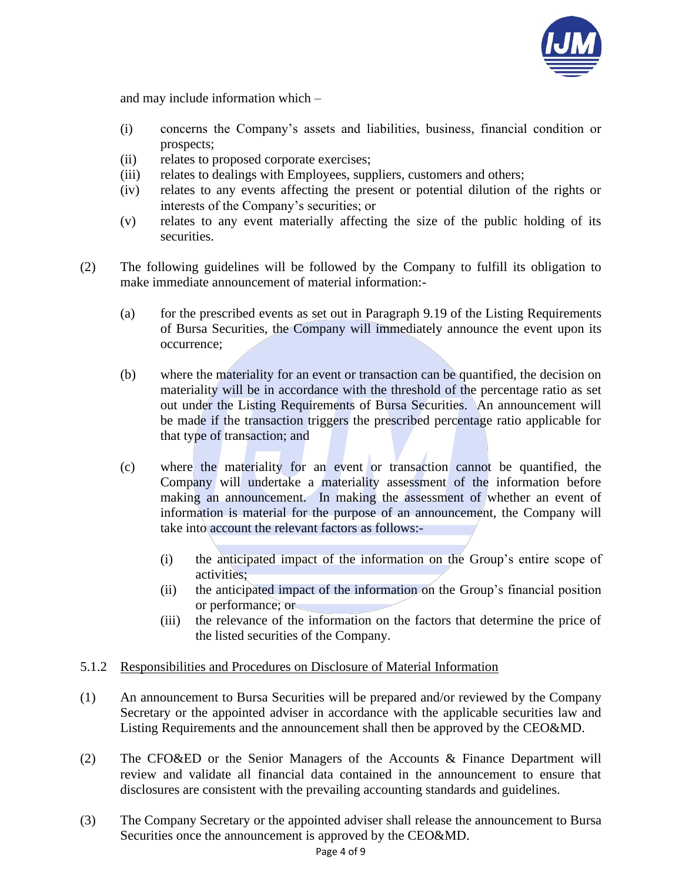and may include information which –

(i) concerns the Company's assets and liabilities, business, financial condition or prospects;
(ii) relates to proposed corporate exercises;
(iii) relates to dealings with Employees, suppliers, customers and others;
(iv) relates to any events affecting the present or potential dilution of the rights or interests of the Company's securities; or
(v) relates to any event materially affecting the size of the public holding of its securities.

(2) The following guidelines will be followed by the Company to fulfill its obligation to make immediate announcement of material information:-

(a) for the prescribed events as set out in Paragraph 9.19 of the Listing Requirements of Bursa Securities, the Company will immediately announce the event upon its occurrence;

(b) where the materiality for an event or transaction can be quantified, the decision on materiality will be in accordance with the threshold of the percentage ratio as set out under the Listing Requirements of Bursa Securities. An announcement will be made if the transaction triggers the prescribed percentage ratio applicable for that type of transaction; and

(c) where the materiality for an event or transaction cannot be quantified, the Company will undertake a materiality assessment of the information before making an announcement. In making the assessment of whether an event of information is material for the purpose of an announcement, the Company will take into account the relevant factors as follows:-

(i) the anticipated impact of the information on the Group's entire scope of activities;
(ii) the anticipated impact of the information on the Group's financial position or performance; or
(iii) the relevance of the information on the factors that determine the price of the listed securities of the Company.

5.1.2 <u>Responsibilities and Procedures on Disclosure of Material Information</u>

(1) An announcement to Bursa Securities will be prepared and/or reviewed by the Company Secretary or the appointed adviser in accordance with the applicable securities law and Listing Requirements and the announcement shall then be approved by the CEO&MD.

(2) The CFO&ED or the Senior Managers of the Accounts & Finance Department will review and validate all financial data contained in the announcement to ensure that disclosures are consistent with the prevailing accounting standards and guidelines.

(3) The Company Secretary or the appointed adviser shall release the announcement to Bursa Securities once the announcement is approved by the CEO&MD.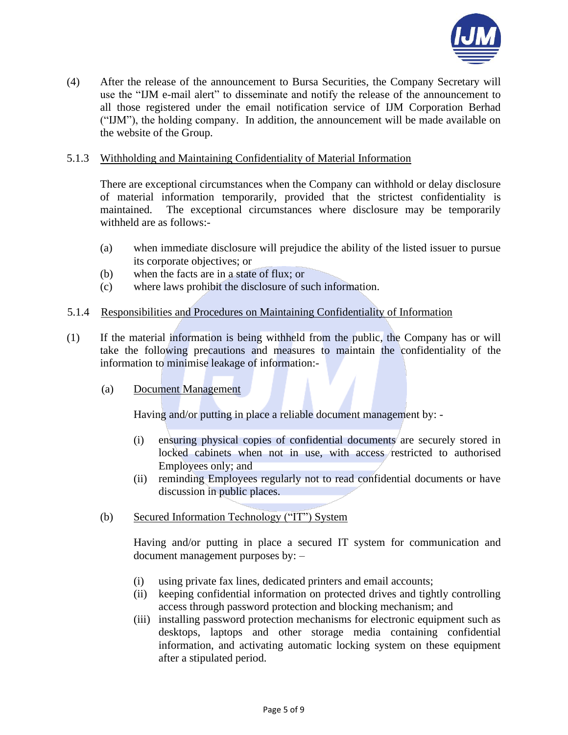(4) After the release of the announcement to Bursa Securities, the Company Secretary will use the "IJM e-mail alert" to disseminate and notify the release of the announcement to all those registered under the email notification service of IJM Corporation Berhad ("IJM"), the holding company. In addition, the announcement will be made available on the website of the Group.

### 5.1.3 Withholding and Maintaining Confidentiality of Material Information

There are exceptional circumstances when the Company can withhold or delay disclosure of material information temporarily, provided that the strictest confidentiality is maintained. The exceptional circumstances where disclosure may be temporarily withheld are as follows:-

(a) when immediate disclosure will prejudice the ability of the listed issuer to pursue its corporate objectives; or
(b) when the facts are in a state of flux; or
(c) where laws prohibit the disclosure of such information.

### 5.1.4 Responsibilities and Procedures on Maintaining Confidentiality of Information

(1) If the material information is being withheld from the public, the Company has or will take the following precautions and measures to maintain the confidentiality of the information to minimise leakage of information:-

(a) Document Management

Having and/or putting in place a reliable document management by: -

(i) ensuring physical copies of confidential documents are securely stored in locked cabinets when not in use, with access restricted to authorised Employees only; and
(ii) reminding Employees regularly not to read confidential documents or have discussion in public places.

(b) Secured Information Technology ("IT") System

Having and/or putting in place a secured IT system for communication and document management purposes by: –

(i) using private fax lines, dedicated printers and email accounts;
(ii) keeping confidential information on protected drives and tightly controlling access through password protection and blocking mechanism; and
(iii) installing password protection mechanisms for electronic equipment such as desktops, laptops and other storage media containing confidential information, and activating automatic locking system on these equipment after a stipulated period.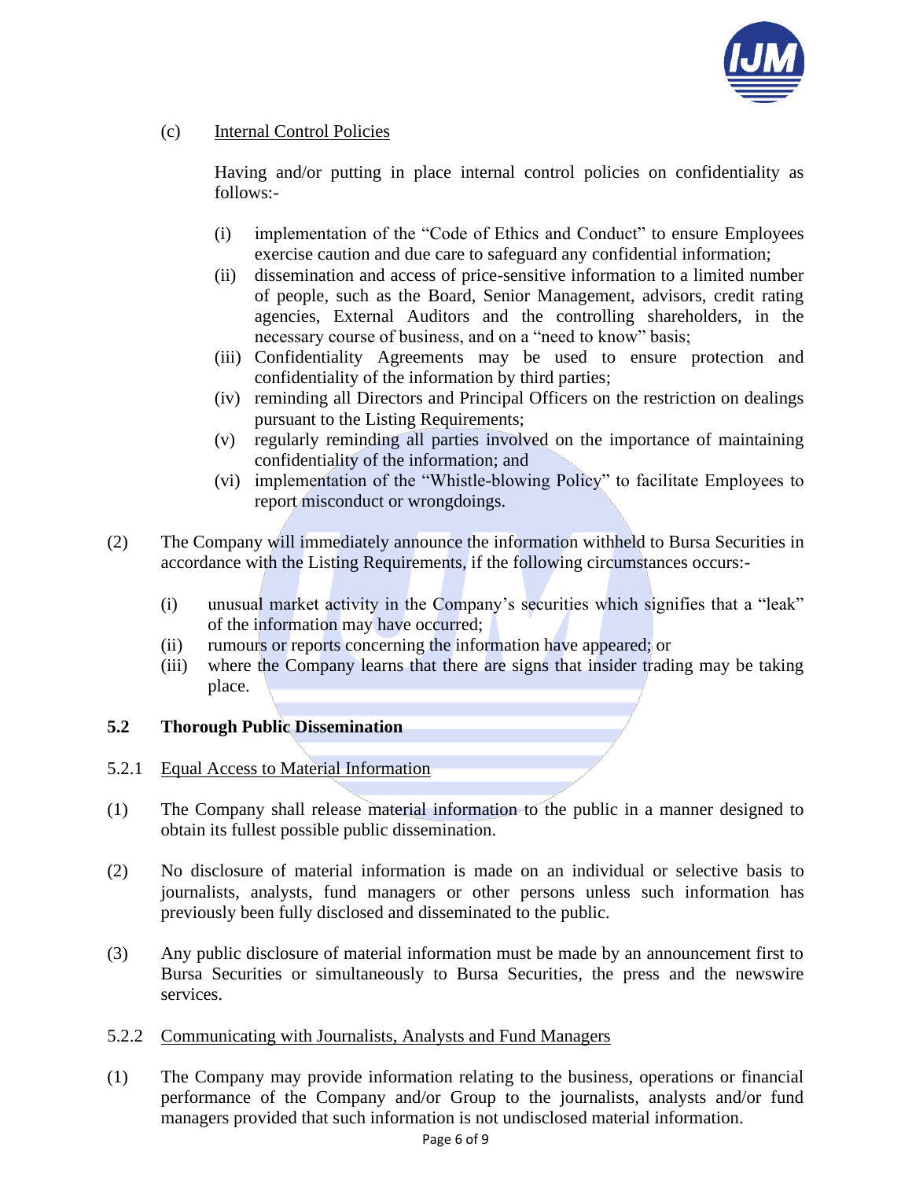(c) Internal Control Policies

Having and/or putting in place internal control policies on confidentiality as follows:-

(i) implementation of the "Code of Ethics and Conduct" to ensure Employees exercise caution and due care to safeguard any confidential information;
(ii) dissemination and access of price-sensitive information to a limited number of people, such as the Board, Senior Management, advisors, credit rating agencies, External Auditors and the controlling shareholders, in the necessary course of business, and on a "need to know" basis;
(iii) Confidentiality Agreements may be used to ensure protection and confidentiality of the information by third parties;
(iv) reminding all Directors and Principal Officers on the restriction on dealings pursuant to the Listing Requirements;
(v) regularly reminding all parties involved on the importance of maintaining confidentiality of the information; and
(vi) implementation of the "Whistle-blowing Policy" to facilitate Employees to report misconduct or wrongdoings.

(2) The Company will immediately announce the information withheld to Bursa Securities in accordance with the Listing Requirements, if the following circumstances occurs:-

(i) unusual market activity in the Company's securities which signifies that a "leak" of the information may have occurred;
(ii) rumours or reports concerning the information have appeared; or
(iii) where the Company learns that there are signs that insider trading may be taking place.

### 5.2 Thorough Public Dissemination

5.2.1 Equal Access to Material Information

(1) The Company shall release material information to the public in a manner designed to obtain its fullest possible public dissemination.

(2) No disclosure of material information is made on an individual or selective basis to journalists, analysts, fund managers or other persons unless such information has previously been fully disclosed and disseminated to the public.

(3) Any public disclosure of material information must be made by an announcement first to Bursa Securities or simultaneously to Bursa Securities, the press and the newswire services.

5.2.2 Communicating with Journalists, Analysts and Fund Managers

(1) The Company may provide information relating to the business, operations or financial performance of the Company and/or Group to the journalists, analysts and/or fund managers provided that such information is not undisclosed material information.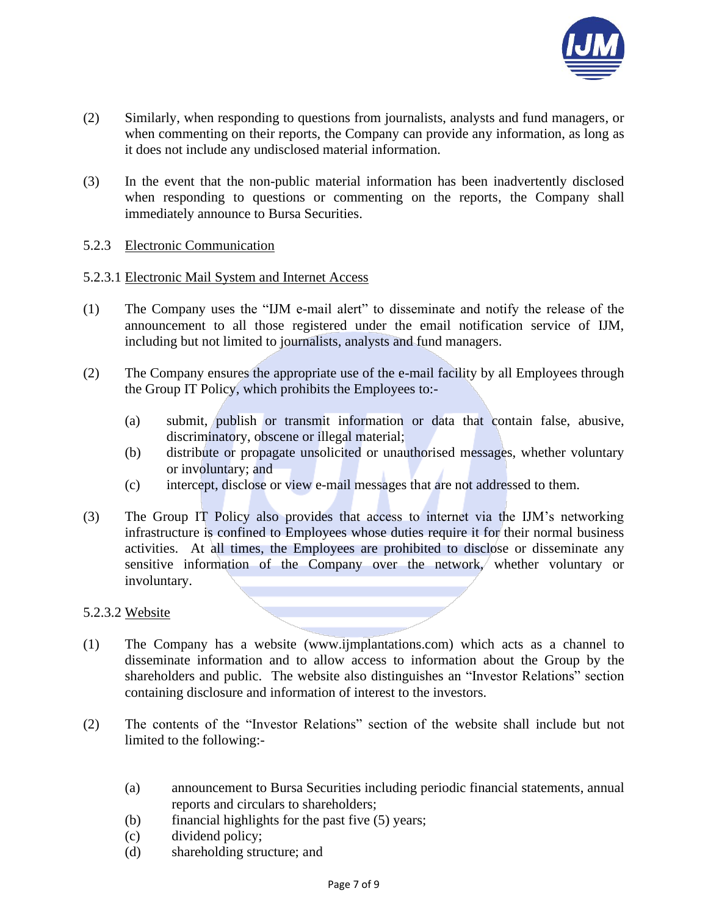(2) Similarly, when responding to questions from journalists, analysts and fund managers, or when commenting on their reports, the Company can provide any information, as long as it does not include any undisclosed material information.

(3) In the event that the non-public material information has been inadvertently disclosed when responding to questions or commenting on the reports, the Company shall immediately announce to Bursa Securities.

5.2.3 Electronic Communication

5.2.3.1 Electronic Mail System and Internet Access

(1) The Company uses the "IJM e-mail alert" to disseminate and notify the release of the announcement to all those registered under the email notification service of IJM, including but not limited to journalists, analysts and fund managers.

(2) The Company ensures the appropriate use of the e-mail facility by all Employees through the Group IT Policy, which prohibits the Employees to:-

   (a) submit, publish or transmit information or data that contain false, abusive, discriminatory, obscene or illegal material;
   (b) distribute or propagate unsolicited or unauthorised messages, whether voluntary or involuntary; and
   (c) intercept, disclose or view e-mail messages that are not addressed to them.

(3) The Group IT Policy also provides that access to internet via the IJM's networking infrastructure is confined to Employees whose duties require it for their normal business activities. At all times, the Employees are prohibited to disclose or disseminate any sensitive information of the Company over the network, whether voluntary or involuntary.

5.2.3.2 Website

(1) The Company has a website (www.ijmplantations.com) which acts as a channel to disseminate information and to allow access to information about the Group by the shareholders and public. The website also distinguishes an "Investor Relations" section containing disclosure and information of interest to the investors.

(2) The contents of the "Investor Relations" section of the website shall include but not limited to the following:-

   (a) announcement to Bursa Securities including periodic financial statements, annual reports and circulars to shareholders;
   (b) financial highlights for the past five (5) years;
   (c) dividend policy;
   (d) shareholding structure; and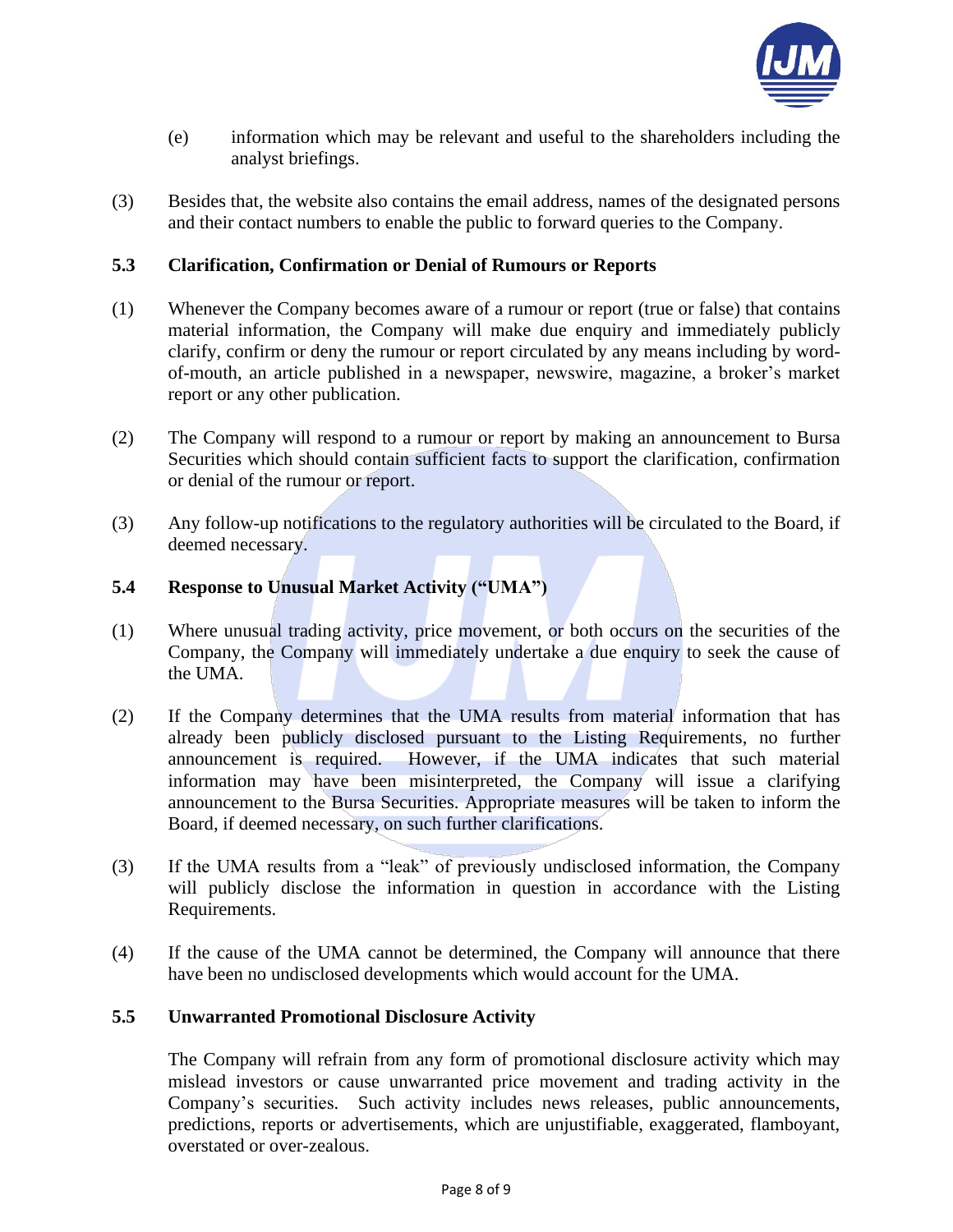(e) information which may be relevant and useful to the shareholders including the analyst briefings.

(3) Besides that, the website also contains the email address, names of the designated persons and their contact numbers to enable the public to forward queries to the Company.

### 5.3 Clarification, Confirmation or Denial of Rumours or Reports

(1) Whenever the Company becomes aware of a rumour or report (true or false) that contains material information, the Company will make due enquiry and immediately publicly clarify, confirm or deny the rumour or report circulated by any means including by word-of-mouth, an article published in a newspaper, newswire, magazine, a broker's market report or any other publication.

(2) The Company will respond to a rumour or report by making an announcement to Bursa Securities which should contain sufficient facts to support the clarification, confirmation or denial of the rumour or report.

(3) Any follow-up notifications to the regulatory authorities will be circulated to the Board, if deemed necessary.

### 5.4 Response to Unusual Market Activity ("UMA")

(1) Where unusual trading activity, price movement, or both occurs on the securities of the Company, the Company will immediately undertake a due enquiry to seek the cause of the UMA.

(2) If the Company determines that the UMA results from material information that has already been publicly disclosed pursuant to the Listing Requirements, no further announcement is required. However, if the UMA indicates that such material information may have been misinterpreted, the Company will issue a clarifying announcement to the Bursa Securities. Appropriate measures will be taken to inform the Board, if deemed necessary, on such further clarifications.

(3) If the UMA results from a "leak" of previously undisclosed information, the Company will publicly disclose the information in question in accordance with the Listing Requirements.

(4) If the cause of the UMA cannot be determined, the Company will announce that there have been no undisclosed developments which would account for the UMA.

### 5.5 Unwarranted Promotional Disclosure Activity

The Company will refrain from any form of promotional disclosure activity which may mislead investors or cause unwarranted price movement and trading activity in the Company's securities. Such activity includes news releases, public announcements, predictions, reports or advertisements, which are unjustifiable, exaggerated, flamboyant, overstated or over-zealous.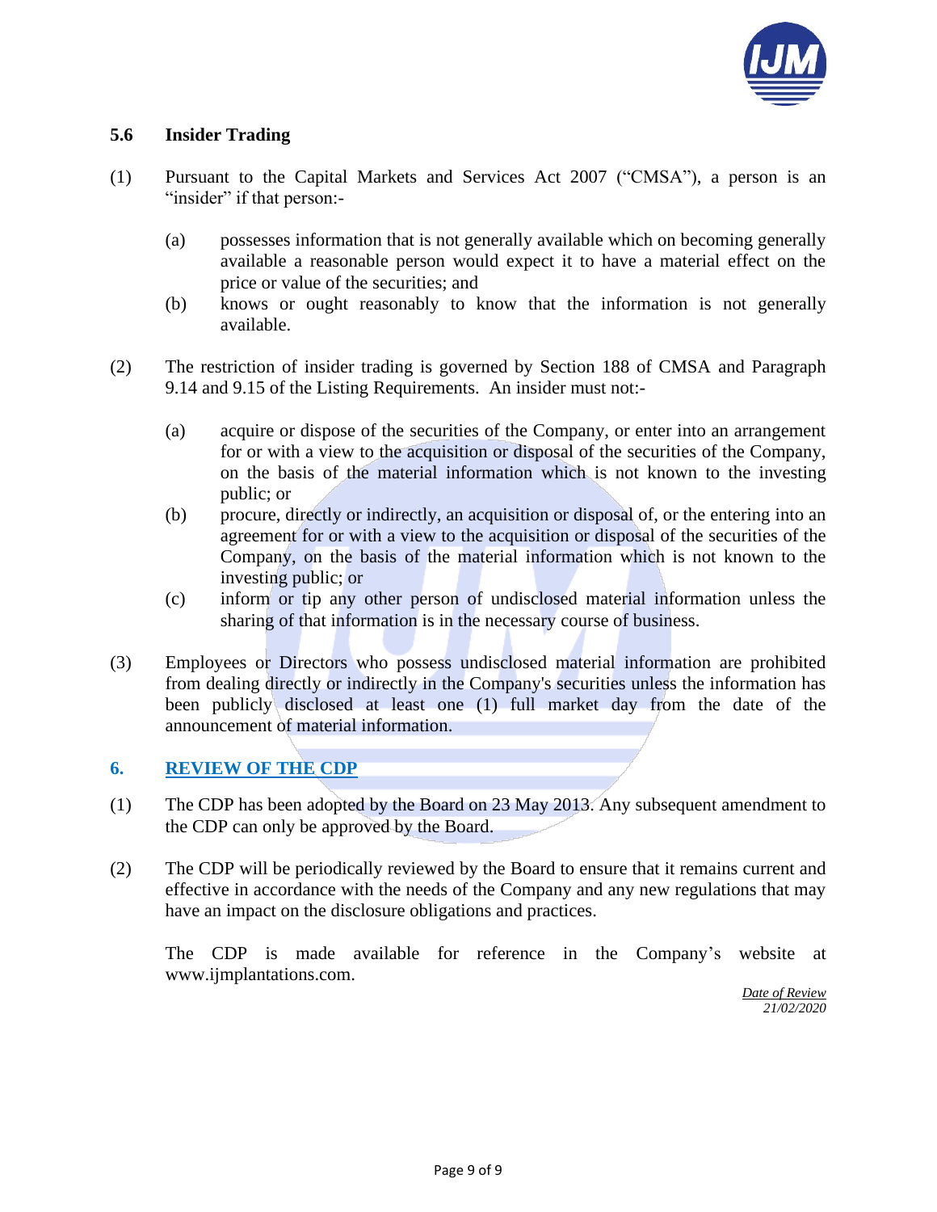### 5.6 Insider Trading

(1) Pursuant to the Capital Markets and Services Act 2007 ("CMSA"), a person is an "insider" if that person:-

(a) possesses information that is not generally available which on becoming generally available a reasonable person would expect it to have a material effect on the price or value of the securities; and

(b) knows or ought reasonably to know that the information is not generally available.

(2) The restriction of insider trading is governed by Section 188 of CMSA and Paragraph 9.14 and 9.15 of the Listing Requirements. An insider must not:-

(a) acquire or dispose of the securities of the Company, or enter into an arrangement for or with a view to the acquisition or disposal of the securities of the Company, on the basis of the material information which is not known to the investing public; or

(b) procure, directly or indirectly, an acquisition or disposal of, or the entering into an agreement for or with a view to the acquisition or disposal of the securities of the Company, on the basis of the material information which is not known to the investing public; or

(c) inform or tip any other person of undisclosed material information unless the sharing of that information is in the necessary course of business.

(3) Employees or Directors who possess undisclosed material information are prohibited from dealing directly or indirectly in the Company's securities unless the information has been publicly disclosed at least one (1) full market day from the date of the announcement of material information.

## 6. REVIEW OF THE CDP

(1) The CDP has been adopted by the Board on 23 May 2013. Any subsequent amendment to the CDP can only be approved by the Board.

(2) The CDP will be periodically reviewed by the Board to ensure that it remains current and effective in accordance with the needs of the Company and any new regulations that may have an impact on the disclosure obligations and practices.

The CDP is made available for reference in the Company's website at www.ijmplantations.com.

*Date of Review*
*21/02/2020*